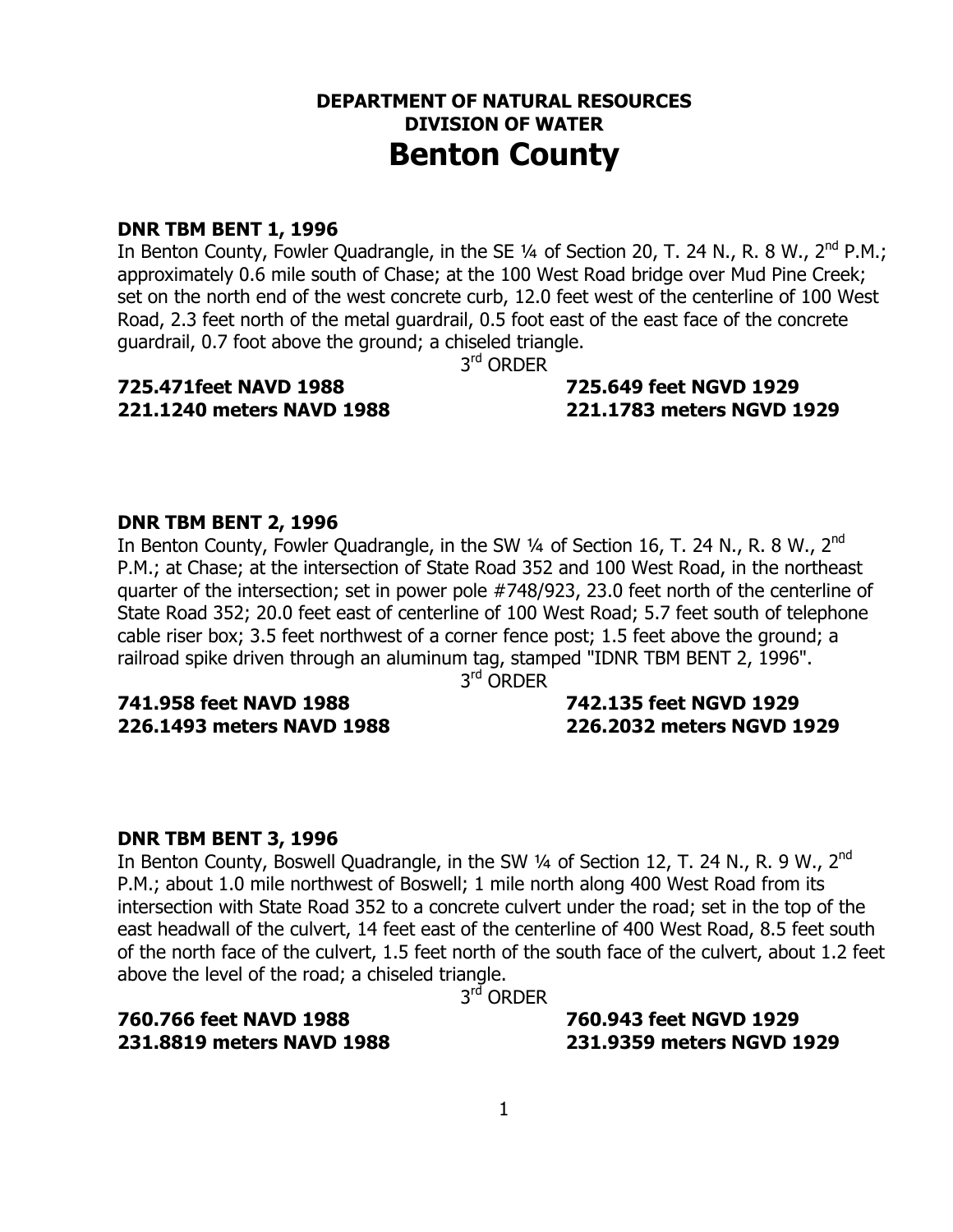# DEPARTMENT OF NATURAL RESOURCES
# DIVISION OF WATER
# Benton County

**DNR TBM BENT 1, 1996**
In Benton County, Fowler Quadrangle, in the SE ¼ of Section 20, T. 24 N., R. 8 W., 2nd P.M.; approximately 0.6 mile south of Chase; at the 100 West Road bridge over Mud Pine Creek; set on the north end of the west concrete curb, 12.0 feet west of the centerline of 100 West Road, 2.3 feet north of the metal guardrail, 0.5 foot east of the east face of the concrete guardrail, 0.7 foot above the ground; a chiseled triangle.

3rd ORDER

**725.471feet NAVD 1988** **725.649 feet NGVD 1929**
**221.1240 meters NAVD 1988** **221.1783 meters NGVD 1929**

**DNR TBM BENT 2, 1996**
In Benton County, Fowler Quadrangle, in the SW ¼ of Section 16, T. 24 N., R. 8 W., 2nd P.M.; at Chase; at the intersection of State Road 352 and 100 West Road, in the northeast quarter of the intersection; set in power pole #748/923, 23.0 feet north of the centerline of State Road 352; 20.0 feet east of centerline of 100 West Road; 5.7 feet south of telephone cable riser box; 3.5 feet northwest of a corner fence post; 1.5 feet above the ground; a railroad spike driven through an aluminum tag, stamped "IDNR TBM BENT 2, 1996".

3rd ORDER

**741.958 feet NAVD 1988** **742.135 feet NGVD 1929**
**226.1493 meters NAVD 1988** **226.2032 meters NGVD 1929**

**DNR TBM BENT 3, 1996**
In Benton County, Boswell Quadrangle, in the SW ¼ of Section 12, T. 24 N., R. 9 W., 2nd P.M.; about 1.0 mile northwest of Boswell; 1 mile north along 400 West Road from its intersection with State Road 352 to a concrete culvert under the road; set in the top of the east headwall of the culvert, 14 feet east of the centerline of 400 West Road, 8.5 feet south of the north face of the culvert, 1.5 feet north of the south face of the culvert, about 1.2 feet above the level of the road; a chiseled triangle.

3rd ORDER

**760.766 feet NAVD 1988** **760.943 feet NGVD 1929**
**231.8819 meters NAVD 1988** **231.9359 meters NGVD 1929**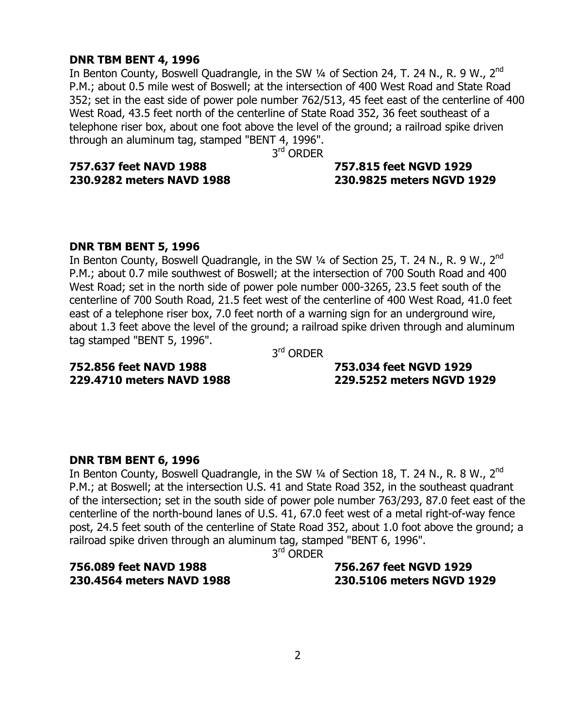**DNR TBM BENT 4, 1996**

In Benton County, Boswell Quadrangle, in the SW ¼ of Section 24, T. 24 N., R. 9 W., 2nd P.M.; about 0.5 mile west of Boswell; at the intersection of 400 West Road and State Road 352; set in the east side of power pole number 762/513, 45 feet east of the centerline of 400 West Road, 43.5 feet north of the centerline of State Road 352, 36 feet southeast of a telephone riser box, about one foot above the level of the ground; a railroad spike driven through an aluminum tag, stamped "BENT 4, 1996".

3rd ORDER

**757.637 feet NAVD 1988** **757.815 feet NGVD 1929**
**230.9282 meters NAVD 1988** **230.9825 meters NGVD 1929**

**DNR TBM BENT 5, 1996**

In Benton County, Boswell Quadrangle, in the SW ¼ of Section 25, T. 24 N., R. 9 W., 2nd P.M.; about 0.7 mile southwest of Boswell; at the intersection of 700 South Road and 400 West Road; set in the north side of power pole number 000-3265, 23.5 feet south of the centerline of 700 South Road, 21.5 feet west of the centerline of 400 West Road, 41.0 feet east of a telephone riser box, 7.0 feet north of a warning sign for an underground wire, about 1.3 feet above the level of the ground; a railroad spike driven through and aluminum tag stamped "BENT 5, 1996".

3rd ORDER

**752.856 feet NAVD 1988** **753.034 feet NGVD 1929**
**229.4710 meters NAVD 1988** **229.5252 meters NGVD 1929**

**DNR TBM BENT 6, 1996**

In Benton County, Boswell Quadrangle, in the SW ¼ of Section 18, T. 24 N., R. 8 W., 2nd P.M.; at Boswell; at the intersection U.S. 41 and State Road 352, in the southeast quadrant of the intersection; set in the south side of power pole number 763/293, 87.0 feet east of the centerline of the north-bound lanes of U.S. 41, 67.0 feet west of a metal right-of-way fence post, 24.5 feet south of the centerline of State Road 352, about 1.0 foot above the ground; a railroad spike driven through an aluminum tag, stamped "BENT 6, 1996".

3rd ORDER

**756.089 feet NAVD 1988** **756.267 feet NGVD 1929**
**230.4564 meters NAVD 1988** **230.5106 meters NGVD 1929**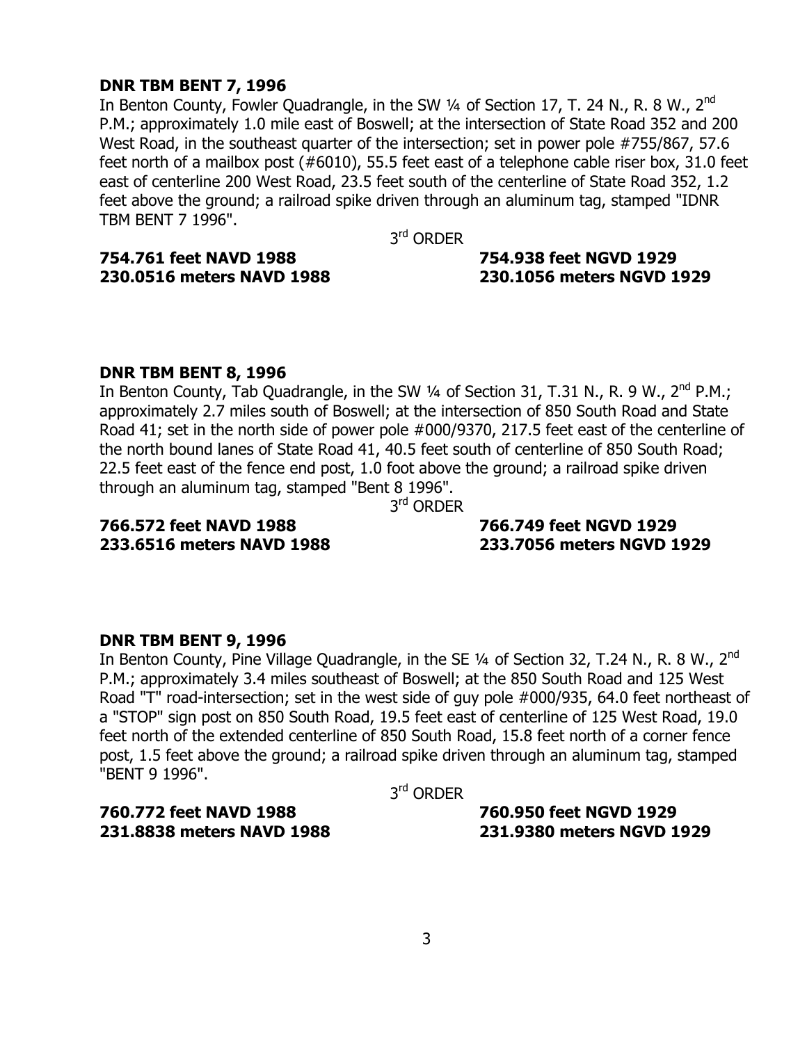**DNR TBM BENT 7, 1996**

In Benton County, Fowler Quadrangle, in the SW ¼ of Section 17, T. 24 N., R. 8 W., 2nd P.M.; approximately 1.0 mile east of Boswell; at the intersection of State Road 352 and 200 West Road, in the southeast quarter of the intersection; set in power pole #755/867, 57.6 feet north of a mailbox post (#6010), 55.5 feet east of a telephone cable riser box, 31.0 feet east of centerline 200 West Road, 23.5 feet south of the centerline of State Road 352, 1.2 feet above the ground; a railroad spike driven through an aluminum tag, stamped "IDNR TBM BENT 7 1996".

3rd ORDER

**754.761 feet NAVD 1988** **754.938 feet NGVD 1929**
**230.0516 meters NAVD 1988** **230.1056 meters NGVD 1929**

**DNR TBM BENT 8, 1996**

In Benton County, Tab Quadrangle, in the SW ¼ of Section 31, T.31 N., R. 9 W., 2nd P.M.; approximately 2.7 miles south of Boswell; at the intersection of 850 South Road and State Road 41; set in the north side of power pole #000/9370, 217.5 feet east of the centerline of the north bound lanes of State Road 41, 40.5 feet south of centerline of 850 South Road; 22.5 feet east of the fence end post, 1.0 foot above the ground; a railroad spike driven through an aluminum tag, stamped "Bent 8 1996".

3rd ORDER

**766.572 feet NAVD 1988** **766.749 feet NGVD 1929**
**233.6516 meters NAVD 1988** **233.7056 meters NGVD 1929**

**DNR TBM BENT 9, 1996**

In Benton County, Pine Village Quadrangle, in the SE ¼ of Section 32, T.24 N., R. 8 W., 2nd P.M.; approximately 3.4 miles southeast of Boswell; at the 850 South Road and 125 West Road "T" road-intersection; set in the west side of guy pole #000/935, 64.0 feet northeast of a "STOP" sign post on 850 South Road, 19.5 feet east of centerline of 125 West Road, 19.0 feet north of the extended centerline of 850 South Road, 15.8 feet north of a corner fence post, 1.5 feet above the ground; a railroad spike driven through an aluminum tag, stamped "BENT 9 1996".

3rd ORDER

**760.772 feet NAVD 1988** **760.950 feet NGVD 1929**
**231.8838 meters NAVD 1988** **231.9380 meters NGVD 1929**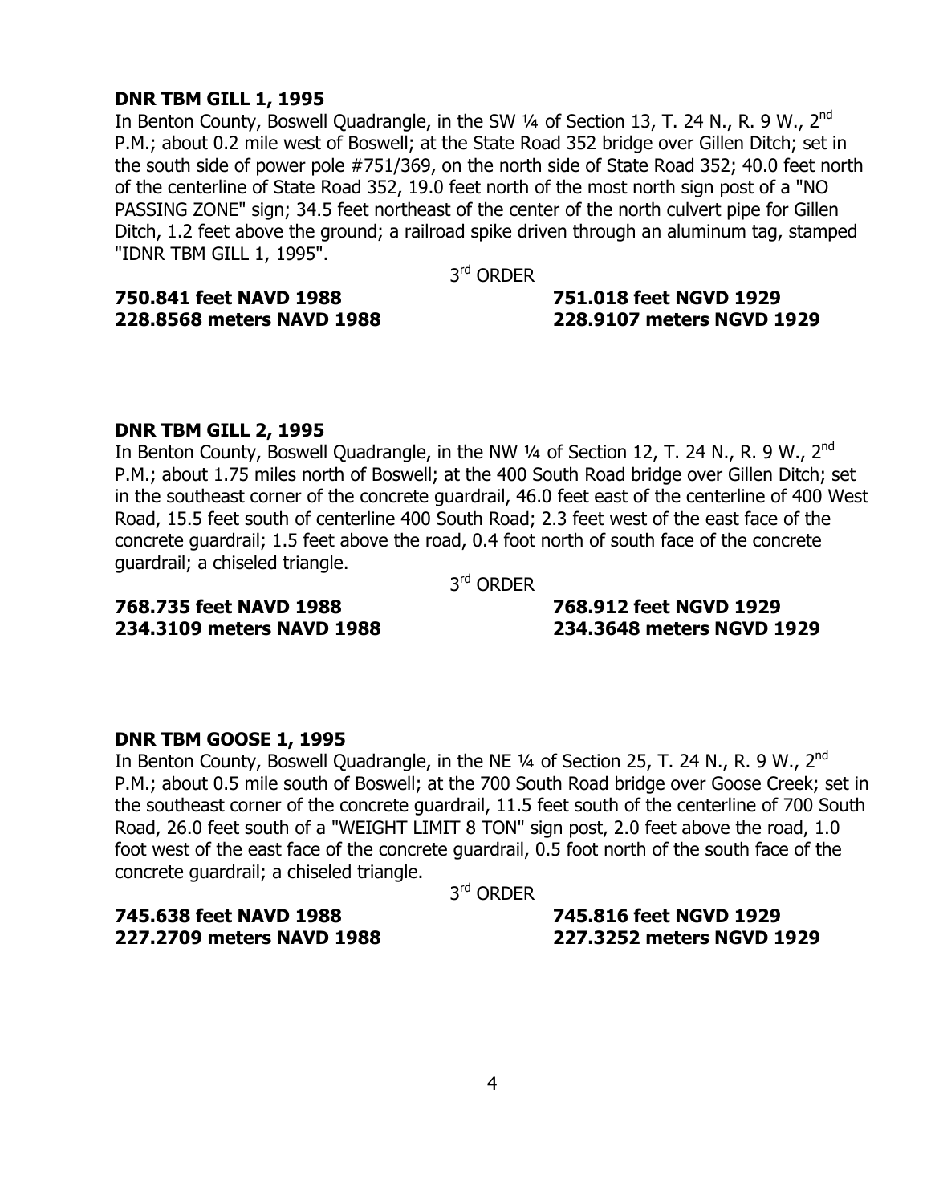**DNR TBM GILL 1, 1995**

In Benton County, Boswell Quadrangle, in the SW ¼ of Section 13, T. 24 N., R. 9 W., 2nd P.M.; about 0.2 mile west of Boswell; at the State Road 352 bridge over Gillen Ditch; set in the south side of power pole #751/369, on the north side of State Road 352; 40.0 feet north of the centerline of State Road 352, 19.0 feet north of the most north sign post of a "NO PASSING ZONE" sign; 34.5 feet northeast of the center of the north culvert pipe for Gillen Ditch, 1.2 feet above the ground; a railroad spike driven through an aluminum tag, stamped "IDNR TBM GILL 1, 1995".

3rd ORDER

**750.841 feet NAVD 1988** **751.018 feet NGVD 1929**
**228.8568 meters NAVD 1988** **228.9107 meters NGVD 1929**

**DNR TBM GILL 2, 1995**

In Benton County, Boswell Quadrangle, in the NW ¼ of Section 12, T. 24 N., R. 9 W., 2nd P.M.; about 1.75 miles north of Boswell; at the 400 South Road bridge over Gillen Ditch; set in the southeast corner of the concrete guardrail, 46.0 feet east of the centerline of 400 West Road, 15.5 feet south of centerline 400 South Road; 2.3 feet west of the east face of the concrete guardrail; 1.5 feet above the road, 0.4 foot north of south face of the concrete guardrail; a chiseled triangle.

3rd ORDER

**768.735 feet NAVD 1988** **768.912 feet NGVD 1929**
**234.3109 meters NAVD 1988** **234.3648 meters NGVD 1929**

**DNR TBM GOOSE 1, 1995**

In Benton County, Boswell Quadrangle, in the NE ¼ of Section 25, T. 24 N., R. 9 W., 2nd P.M.; about 0.5 mile south of Boswell; at the 700 South Road bridge over Goose Creek; set in the southeast corner of the concrete guardrail, 11.5 feet south of the centerline of 700 South Road, 26.0 feet south of a "WEIGHT LIMIT 8 TON" sign post, 2.0 feet above the road, 1.0 foot west of the east face of the concrete guardrail, 0.5 foot north of the south face of the concrete guardrail; a chiseled triangle.

3rd ORDER

**745.638 feet NAVD 1988** **745.816 feet NGVD 1929**
**227.2709 meters NAVD 1988** **227.3252 meters NGVD 1929**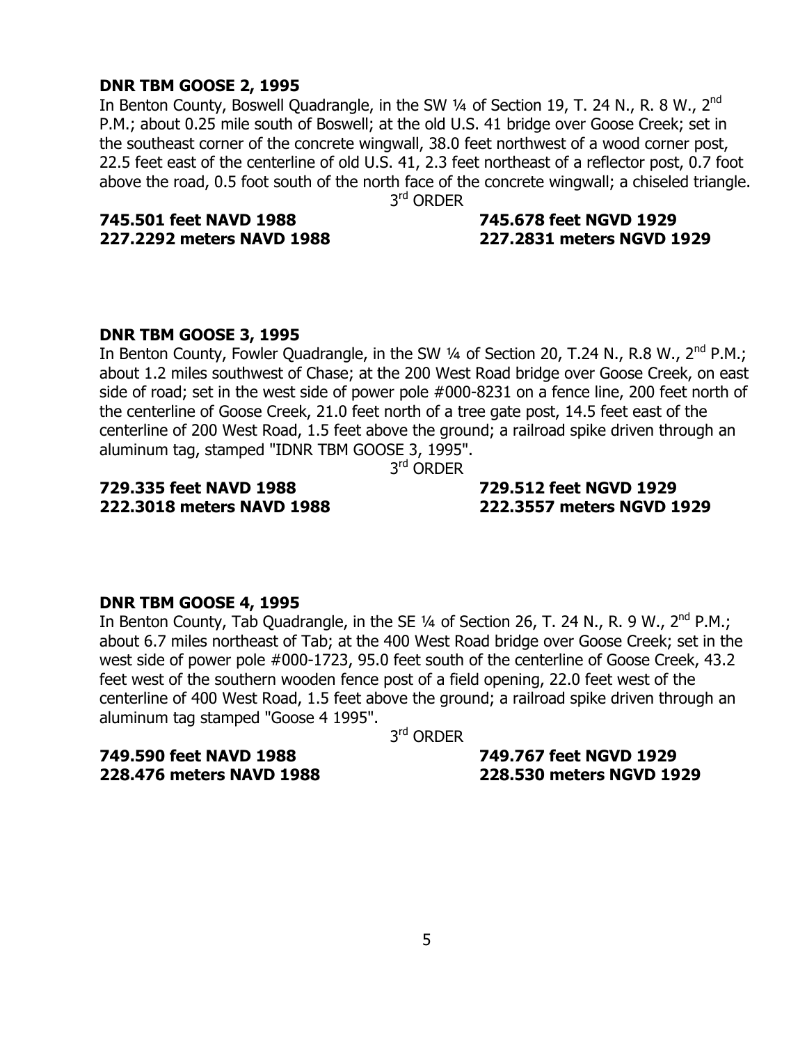**DNR TBM GOOSE 2, 1995**

In Benton County, Boswell Quadrangle, in the SW ¼ of Section 19, T. 24 N., R. 8 W., 2nd P.M.; about 0.25 mile south of Boswell; at the old U.S. 41 bridge over Goose Creek; set in the southeast corner of the concrete wingwall, 38.0 feet northwest of a wood corner post, 22.5 feet east of the centerline of old U.S. 41, 2.3 feet northeast of a reflector post, 0.7 foot above the road, 0.5 foot south of the north face of the concrete wingwall; a chiseled triangle.

3rd ORDER

**745.501 feet NAVD 1988** — **745.678 feet NGVD 1929**
**227.2292 meters NAVD 1988** — **227.2831 meters NGVD 1929**

**DNR TBM GOOSE 3, 1995**

In Benton County, Fowler Quadrangle, in the SW ¼ of Section 20, T.24 N., R.8 W., 2nd P.M.; about 1.2 miles southwest of Chase; at the 200 West Road bridge over Goose Creek, on east side of road; set in the west side of power pole #000-8231 on a fence line, 200 feet north of the centerline of Goose Creek, 21.0 feet north of a tree gate post, 14.5 feet east of the centerline of 200 West Road, 1.5 feet above the ground; a railroad spike driven through an aluminum tag, stamped "IDNR TBM GOOSE 3, 1995".

3rd ORDER

**729.335 feet NAVD 1988** — **729.512 feet NGVD 1929**
**222.3018 meters NAVD 1988** — **222.3557 meters NGVD 1929**

**DNR TBM GOOSE 4, 1995**

In Benton County, Tab Quadrangle, in the SE ¼ of Section 26, T. 24 N., R. 9 W., 2nd P.M.; about 6.7 miles northeast of Tab; at the 400 West Road bridge over Goose Creek; set in the west side of power pole #000-1723, 95.0 feet south of the centerline of Goose Creek, 43.2 feet west of the southern wooden fence post of a field opening, 22.0 feet west of the centerline of 400 West Road, 1.5 feet above the ground; a railroad spike driven through an aluminum tag stamped "Goose 4 1995".

3rd ORDER

**749.590 feet NAVD 1988** — **749.767 feet NGVD 1929**
**228.476 meters NAVD 1988** — **228.530 meters NGVD 1929**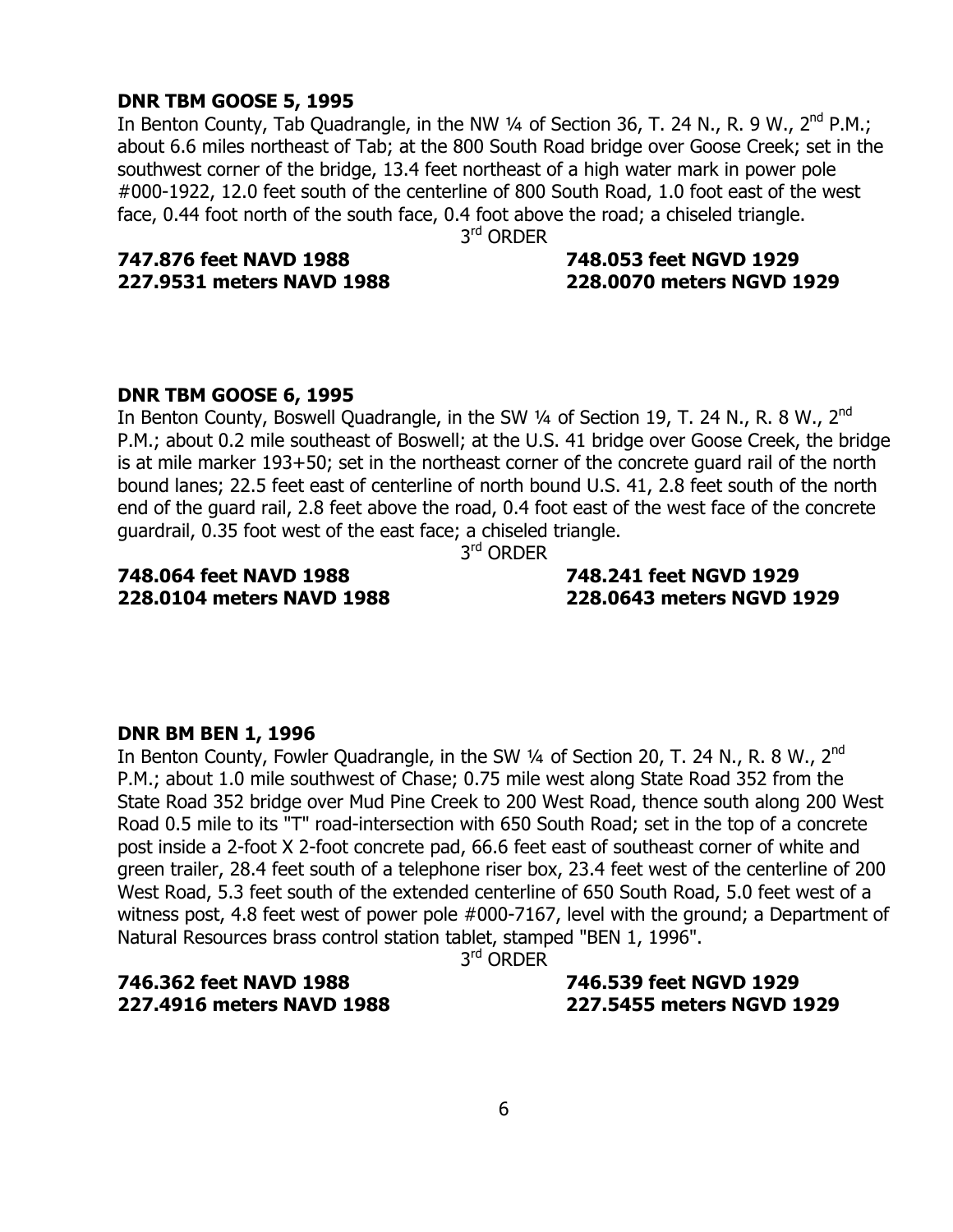**DNR TBM GOOSE 5, 1995**

In Benton County, Tab Quadrangle, in the NW ¼ of Section 36, T. 24 N., R. 9 W., 2nd P.M.; about 6.6 miles northeast of Tab; at the 800 South Road bridge over Goose Creek; set in the southwest corner of the bridge, 13.4 feet northeast of a high water mark in power pole #000-1922, 12.0 feet south of the centerline of 800 South Road, 1.0 foot east of the west face, 0.44 foot north of the south face, 0.4 foot above the road; a chiseled triangle.

3rd ORDER

**747.876 feet NAVD 1988** **748.053 feet NGVD 1929**
**227.9531 meters NAVD 1988** **228.0070 meters NGVD 1929**

**DNR TBM GOOSE 6, 1995**

In Benton County, Boswell Quadrangle, in the SW ¼ of Section 19, T. 24 N., R. 8 W., 2nd P.M.; about 0.2 mile southeast of Boswell; at the U.S. 41 bridge over Goose Creek, the bridge is at mile marker 193+50; set in the northeast corner of the concrete guard rail of the north bound lanes; 22.5 feet east of centerline of north bound U.S. 41, 2.8 feet south of the north end of the guard rail, 2.8 feet above the road, 0.4 foot east of the west face of the concrete guardrail, 0.35 foot west of the east face; a chiseled triangle.

3rd ORDER

**748.064 feet NAVD 1988** **748.241 feet NGVD 1929**
**228.0104 meters NAVD 1988** **228.0643 meters NGVD 1929**

**DNR BM BEN 1, 1996**

In Benton County, Fowler Quadrangle, in the SW ¼ of Section 20, T. 24 N., R. 8 W., 2nd P.M.; about 1.0 mile southwest of Chase; 0.75 mile west along State Road 352 from the State Road 352 bridge over Mud Pine Creek to 200 West Road, thence south along 200 West Road 0.5 mile to its "T" road-intersection with 650 South Road; set in the top of a concrete post inside a 2-foot X 2-foot concrete pad, 66.6 feet east of southeast corner of white and green trailer, 28.4 feet south of a telephone riser box, 23.4 feet west of the centerline of 200 West Road, 5.3 feet south of the extended centerline of 650 South Road, 5.0 feet west of a witness post, 4.8 feet west of power pole #000-7167, level with the ground; a Department of Natural Resources brass control station tablet, stamped "BEN 1, 1996".

3rd ORDER

**746.362 feet NAVD 1988** **746.539 feet NGVD 1929**
**227.4916 meters NAVD 1988** **227.5455 meters NGVD 1929**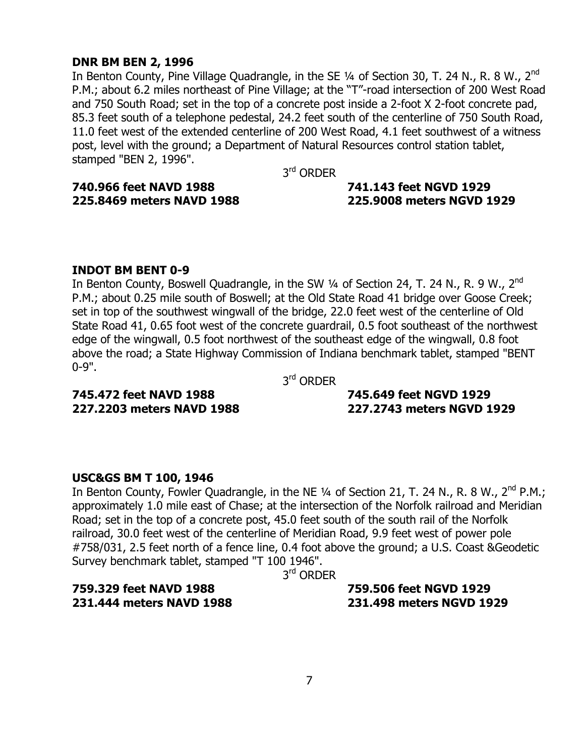**DNR BM BEN 2, 1996**

In Benton County, Pine Village Quadrangle, in the SE ¼ of Section 30, T. 24 N., R. 8 W., 2nd P.M.; about 6.2 miles northeast of Pine Village; at the "T"-road intersection of 200 West Road and 750 South Road; set in the top of a concrete post inside a 2-foot X 2-foot concrete pad, 85.3 feet south of a telephone pedestal, 24.2 feet south of the centerline of 750 South Road, 11.0 feet west of the extended centerline of 200 West Road, 4.1 feet southwest of a witness post, level with the ground; a Department of Natural Resources control station tablet, stamped "BEN 2, 1996".

3rd ORDER

**740.966 feet NAVD 1988** **741.143 feet NGVD 1929**
**225.8469 meters NAVD 1988** **225.9008 meters NGVD 1929**

**INDOT BM BENT 0-9**

In Benton County, Boswell Quadrangle, in the SW ¼ of Section 24, T. 24 N., R. 9 W., 2nd P.M.; about 0.25 mile south of Boswell; at the Old State Road 41 bridge over Goose Creek; set in top of the southwest wingwall of the bridge, 22.0 feet west of the centerline of Old State Road 41, 0.65 foot west of the concrete guardrail, 0.5 foot southeast of the northwest edge of the wingwall, 0.5 foot northwest of the southeast edge of the wingwall, 0.8 foot above the road; a State Highway Commission of Indiana benchmark tablet, stamped "BENT 0-9".

3rd ORDER

**745.472 feet NAVD 1988** **745.649 feet NGVD 1929**
**227.2203 meters NAVD 1988** **227.2743 meters NGVD 1929**

**USC&GS BM T 100, 1946**

In Benton County, Fowler Quadrangle, in the NE ¼ of Section 21, T. 24 N., R. 8 W., 2nd P.M.; approximately 1.0 mile east of Chase; at the intersection of the Norfolk railroad and Meridian Road; set in the top of a concrete post, 45.0 feet south of the south rail of the Norfolk railroad, 30.0 feet west of the centerline of Meridian Road, 9.9 feet west of power pole #758/031, 2.5 feet north of a fence line, 0.4 foot above the ground; a U.S. Coast &Geodetic Survey benchmark tablet, stamped "T 100 1946".

3rd ORDER

**759.329 feet NAVD 1988** **759.506 feet NGVD 1929**
**231.444 meters NAVD 1988** **231.498 meters NGVD 1929**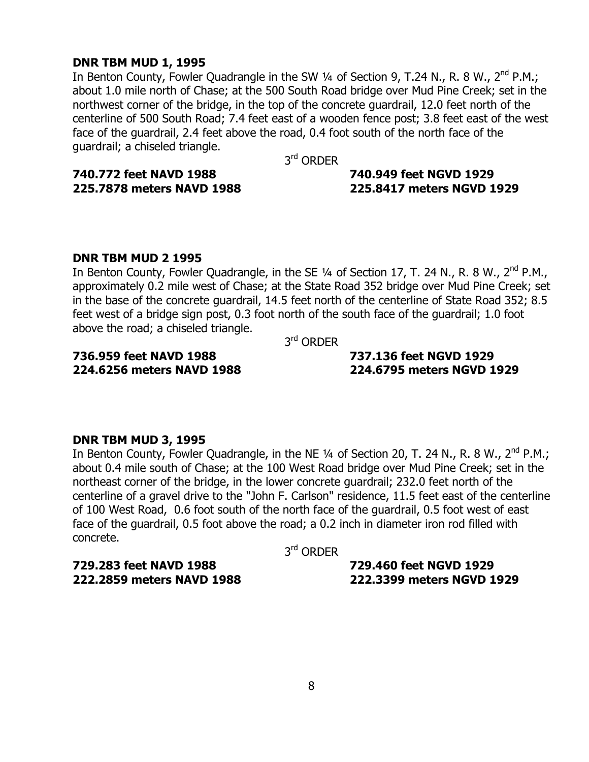**DNR TBM MUD 1, 1995**

In Benton County, Fowler Quadrangle in the SW ¼ of Section 9, T.24 N., R. 8 W., 2nd P.M.; about 1.0 mile north of Chase; at the 500 South Road bridge over Mud Pine Creek; set in the northwest corner of the bridge, in the top of the concrete guardrail, 12.0 feet north of the centerline of 500 South Road; 7.4 feet east of a wooden fence post; 3.8 feet east of the west face of the guardrail, 2.4 feet above the road, 0.4 foot south of the north face of the guardrail; a chiseled triangle.

3rd ORDER

**740.772 feet NAVD 1988** **740.949 feet NGVD 1929**
**225.7878 meters NAVD 1988** **225.8417 meters NGVD 1929**

**DNR TBM MUD 2 1995**

In Benton County, Fowler Quadrangle, in the SE ¼ of Section 17, T. 24 N., R. 8 W., 2nd P.M., approximately 0.2 mile west of Chase; at the State Road 352 bridge over Mud Pine Creek; set in the base of the concrete guardrail, 14.5 feet north of the centerline of State Road 352; 8.5 feet west of a bridge sign post, 0.3 foot north of the south face of the guardrail; 1.0 foot above the road; a chiseled triangle.

3rd ORDER

**736.959 feet NAVD 1988** **737.136 feet NGVD 1929**
**224.6256 meters NAVD 1988** **224.6795 meters NGVD 1929**

**DNR TBM MUD 3, 1995**

In Benton County, Fowler Quadrangle, in the NE ¼ of Section 20, T. 24 N., R. 8 W., 2nd P.M.; about 0.4 mile south of Chase; at the 100 West Road bridge over Mud Pine Creek; set in the northeast corner of the bridge, in the lower concrete guardrail; 232.0 feet north of the centerline of a gravel drive to the "John F. Carlson" residence, 11.5 feet east of the centerline of 100 West Road, 0.6 foot south of the north face of the guardrail, 0.5 foot west of east face of the guardrail, 0.5 foot above the road; a 0.2 inch in diameter iron rod filled with concrete.

3rd ORDER

**729.283 feet NAVD 1988** **729.460 feet NGVD 1929**
**222.2859 meters NAVD 1988** **222.3399 meters NGVD 1929**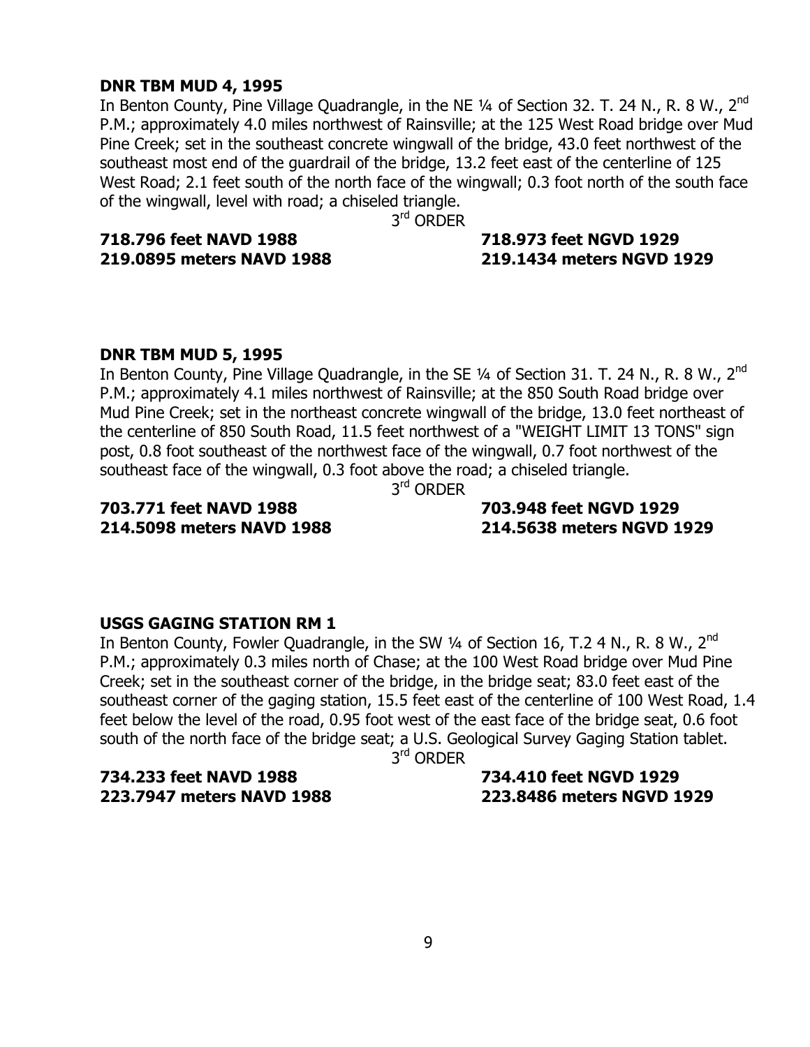**DNR TBM MUD 4, 1995**

In Benton County, Pine Village Quadrangle, in the NE ¼ of Section 32. T. 24 N., R. 8 W., 2nd P.M.; approximately 4.0 miles northwest of Rainsville; at the 125 West Road bridge over Mud Pine Creek; set in the southeast concrete wingwall of the bridge, 43.0 feet northwest of the southeast most end of the guardrail of the bridge, 13.2 feet east of the centerline of 125 West Road; 2.1 feet south of the north face of the wingwall; 0.3 foot north of the south face of the wingwall, level with road; a chiseled triangle.

3rd ORDER

**718.796 feet NAVD 1988** **718.973 feet NGVD 1929**
**219.0895 meters NAVD 1988** **219.1434 meters NGVD 1929**

**DNR TBM MUD 5, 1995**

In Benton County, Pine Village Quadrangle, in the SE ¼ of Section 31. T. 24 N., R. 8 W., 2nd P.M.; approximately 4.1 miles northwest of Rainsville; at the 850 South Road bridge over Mud Pine Creek; set in the northeast concrete wingwall of the bridge, 13.0 feet northeast of the centerline of 850 South Road, 11.5 feet northwest of a "WEIGHT LIMIT 13 TONS" sign post, 0.8 foot southeast of the northwest face of the wingwall, 0.7 foot northwest of the southeast face of the wingwall, 0.3 foot above the road; a chiseled triangle.

3rd ORDER

**703.771 feet NAVD 1988** **703.948 feet NGVD 1929**
**214.5098 meters NAVD 1988** **214.5638 meters NGVD 1929**

**USGS GAGING STATION RM 1**

In Benton County, Fowler Quadrangle, in the SW ¼ of Section 16, T.2 4 N., R. 8 W., 2nd P.M.; approximately 0.3 miles north of Chase; at the 100 West Road bridge over Mud Pine Creek; set in the southeast corner of the bridge, in the bridge seat; 83.0 feet east of the southeast corner of the gaging station, 15.5 feet east of the centerline of 100 West Road, 1.4 feet below the level of the road, 0.95 foot west of the east face of the bridge seat, 0.6 foot south of the north face of the bridge seat; a U.S. Geological Survey Gaging Station tablet.

3rd ORDER

**734.233 feet NAVD 1988** **734.410 feet NGVD 1929**
**223.7947 meters NAVD 1988** **223.8486 meters NGVD 1929**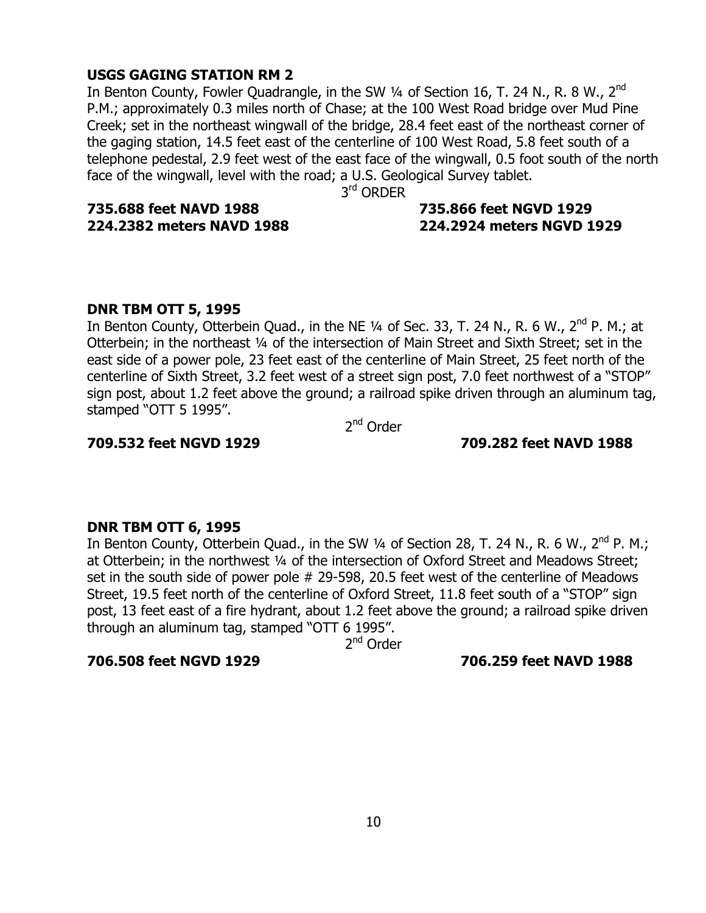**USGS GAGING STATION RM 2**

In Benton County, Fowler Quadrangle, in the SW ¼ of Section 16, T. 24 N., R. 8 W., 2nd P.M.; approximately 0.3 miles north of Chase; at the 100 West Road bridge over Mud Pine Creek; set in the northeast wingwall of the bridge, 28.4 feet east of the northeast corner of the gaging station, 14.5 feet east of the centerline of 100 West Road, 5.8 feet south of a telephone pedestal, 2.9 feet west of the east face of the wingwall, 0.5 foot south of the north face of the wingwall, level with the road; a U.S. Geological Survey tablet.

3rd ORDER

**735.688 feet NAVD 1988** **735.866 feet NGVD 1929**
**224.2382 meters NAVD 1988** **224.2924 meters NGVD 1929**

**DNR TBM OTT 5, 1995**

In Benton County, Otterbein Quad., in the NE ¼ of Sec. 33, T. 24 N., R. 6 W., 2nd P. M.; at Otterbein; in the northeast ¼ of the intersection of Main Street and Sixth Street; set in the east side of a power pole, 23 feet east of the centerline of Main Street, 25 feet north of the centerline of Sixth Street, 3.2 feet west of a street sign post, 7.0 feet northwest of a "STOP" sign post, about 1.2 feet above the ground; a railroad spike driven through an aluminum tag, stamped "OTT 5 1995".

2nd Order

**709.532 feet NGVD 1929** **709.282 feet NAVD 1988**

**DNR TBM OTT 6, 1995**

In Benton County, Otterbein Quad., in the SW ¼ of Section 28, T. 24 N., R. 6 W., 2nd P. M.; at Otterbein; in the northwest ¼ of the intersection of Oxford Street and Meadows Street; set in the south side of power pole # 29-598, 20.5 feet west of the centerline of Meadows Street, 19.5 feet north of the centerline of Oxford Street, 11.8 feet south of a "STOP" sign post, 13 feet east of a fire hydrant, about 1.2 feet above the ground; a railroad spike driven through an aluminum tag, stamped "OTT 6 1995".

2nd Order

**706.508 feet NGVD 1929** **706.259 feet NAVD 1988**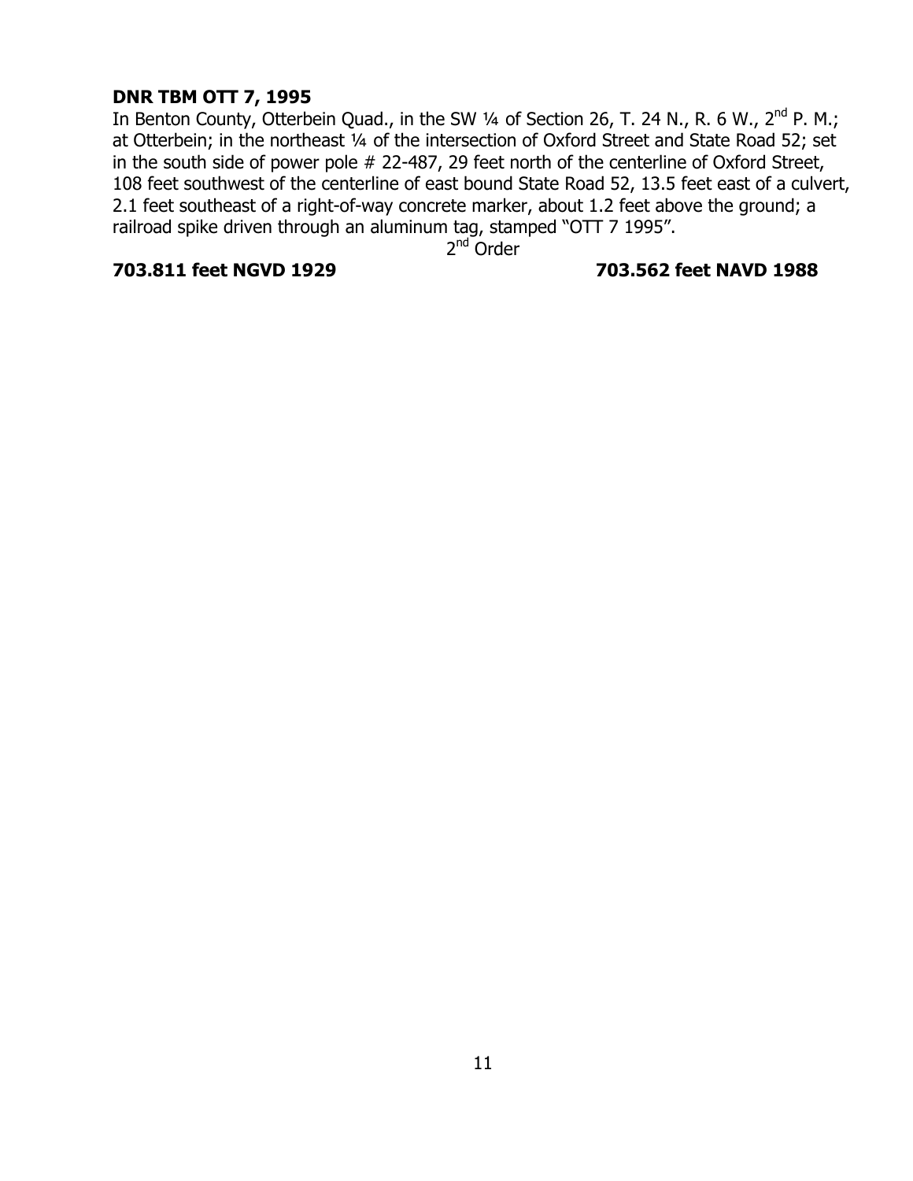**DNR TBM OTT 7, 1995**

In Benton County, Otterbein Quad., in the SW ¼ of Section 26, T. 24 N., R. 6 W., 2nd P. M.; at Otterbein; in the northeast ¼ of the intersection of Oxford Street and State Road 52; set in the south side of power pole # 22-487, 29 feet north of the centerline of Oxford Street, 108 feet southwest of the centerline of east bound State Road 52, 13.5 feet east of a culvert, 2.1 feet southeast of a right-of-way concrete marker, about 1.2 feet above the ground; a railroad spike driven through an aluminum tag, stamped "OTT 7 1995".

2nd Order

**703.811 feet NGVD 1929** **703.562 feet NAVD 1988**